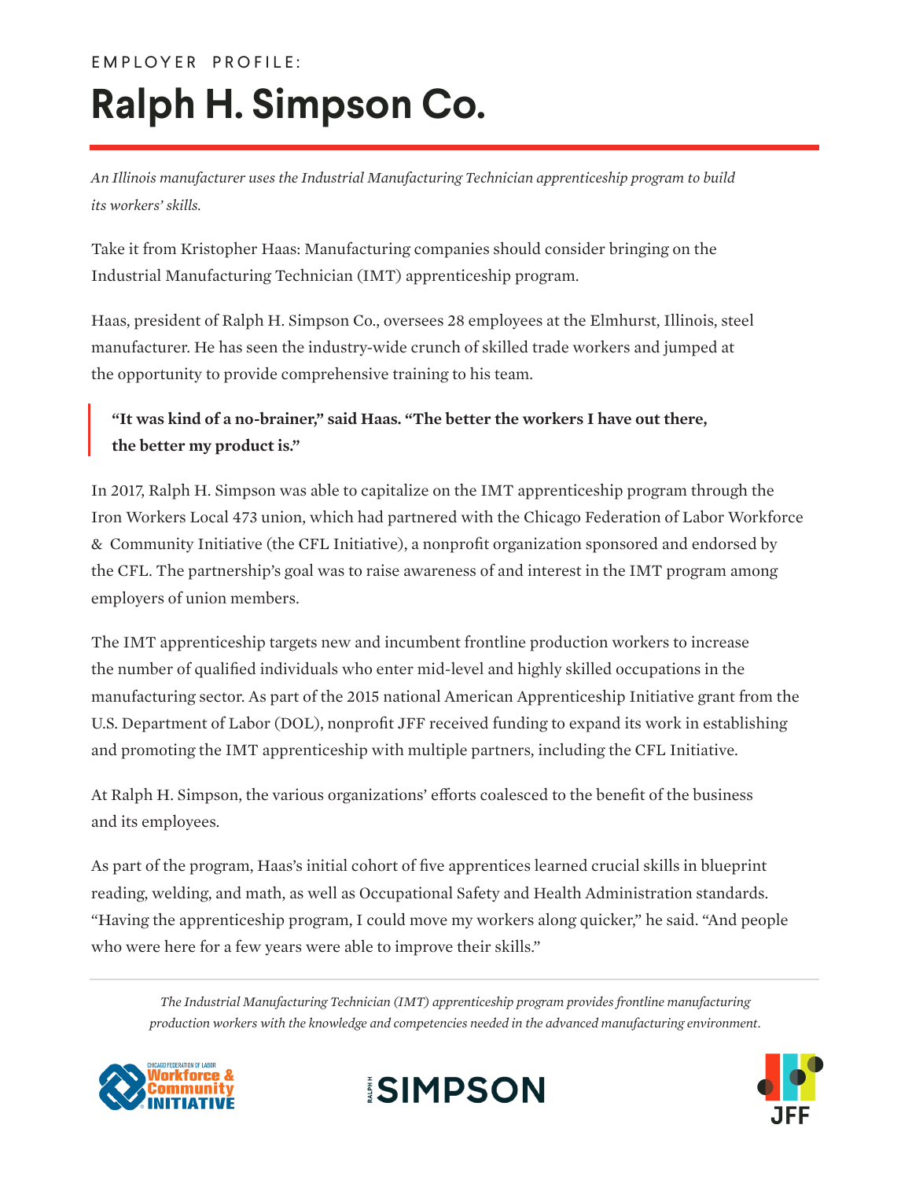EMPLOYER PROFILE:

# Ralph H. Simpson Co.

*An Illinois manufacturer uses the Industrial Manufacturing Technician apprenticeship program to build its workers' skills.*

Take it from Kristopher Haas: Manufacturing companies should consider bringing on the Industrial Manufacturing Technician (IMT) apprenticeship program.

Haas, president of Ralph H. Simpson Co., oversees 28 employees at the Elmhurst, Illinois, steel manufacturer. He has seen the industry-wide crunch of skilled trade workers and jumped at the opportunity to provide comprehensive training to his team.

> **"It was kind of a no-brainer," said Haas. "The better the workers I have out there, the better my product is."**

In 2017, Ralph H. Simpson was able to capitalize on the IMT apprenticeship program through the Iron Workers Local 473 union, which had partnered with the Chicago Federation of Labor Workforce & Community Initiative (the CFL Initiative), a nonprofit organization sponsored and endorsed by the CFL. The partnership's goal was to raise awareness of and interest in the IMT program among employers of union members.

The IMT apprenticeship targets new and incumbent frontline production workers to increase the number of qualified individuals who enter mid-level and highly skilled occupations in the manufacturing sector. As part of the 2015 national American Apprenticeship Initiative grant from the U.S. Department of Labor (DOL), nonprofit JFF received funding to expand its work in establishing and promoting the IMT apprenticeship with multiple partners, including the CFL Initiative.

At Ralph H. Simpson, the various organizations' efforts coalesced to the benefit of the business and its employees.

As part of the program, Haas's initial cohort of five apprentices learned crucial skills in blueprint reading, welding, and math, as well as Occupational Safety and Health Administration standards. "Having the apprenticeship program, I could move my workers along quicker," he said. "And people who were here for a few years were able to improve their skills."

---

*The Industrial Manufacturing Technician (IMT) apprenticeship program provides frontline manufacturing production workers with the knowledge and competencies needed in the advanced manufacturing environment.*

Chicago Federation of Labor Workforce & Community Initiative | Ralph H Simpson | JFF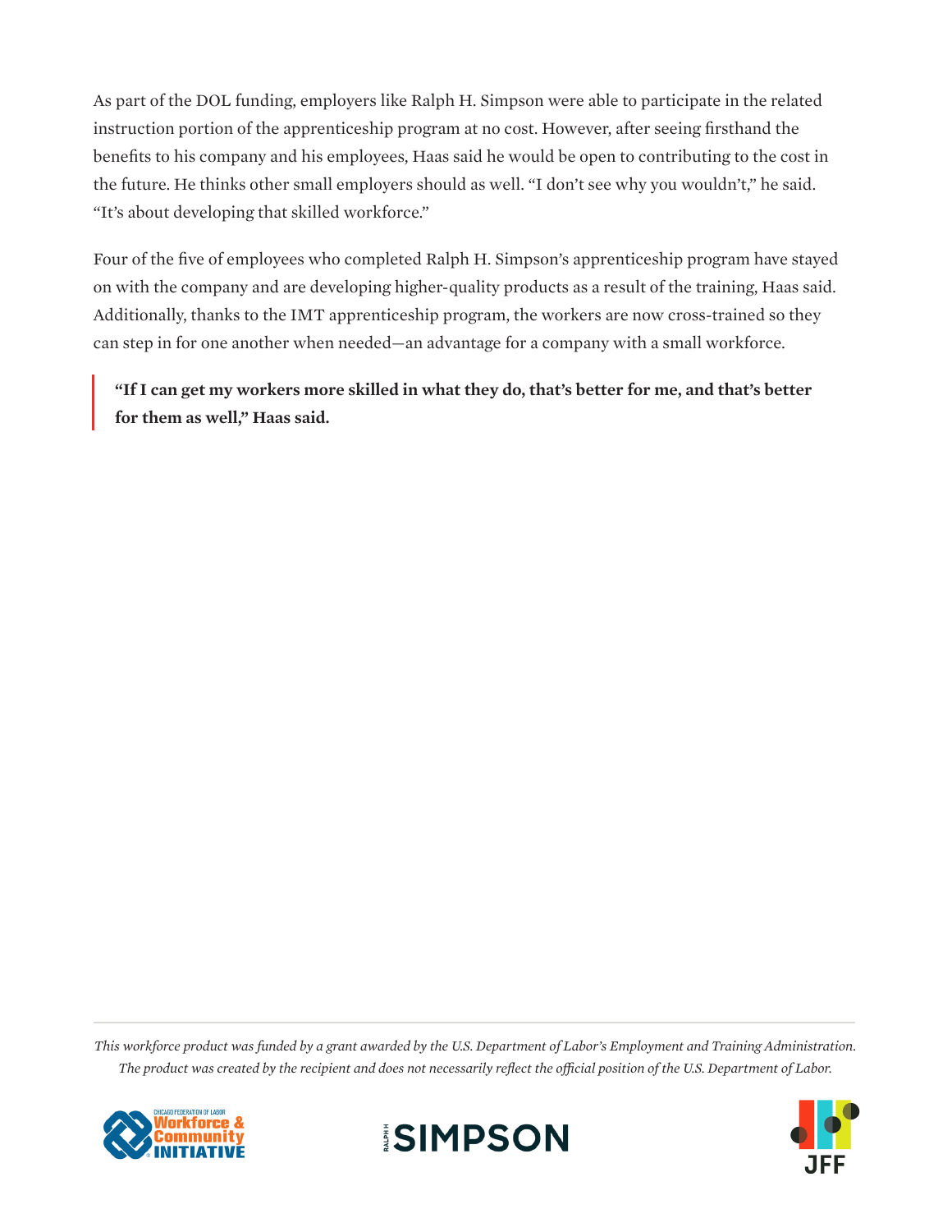As part of the DOL funding, employers like Ralph H. Simpson were able to participate in the related instruction portion of the apprenticeship program at no cost. However, after seeing firsthand the benefits to his company and his employees, Haas said he would be open to contributing to the cost in the future. He thinks other small employers should as well. "I don't see why you wouldn't," he said. "It's about developing that skilled workforce."

Four of the five of employees who completed Ralph H. Simpson's apprenticeship program have stayed on with the company and are developing higher-quality products as a result of the training, Haas said. Additionally, thanks to the IMT apprenticeship program, the workers are now cross-trained so they can step in for one another when needed—an advantage for a company with a small workforce.

> **"If I can get my workers more skilled in what they do, that's better for me, and that's better for them as well," Haas said.**

*This workforce product was funded by a grant awarded by the U.S. Department of Labor's Employment and Training Administration. The product was created by the recipient and does not necessarily reflect the official position of the U.S. Department of Labor.*